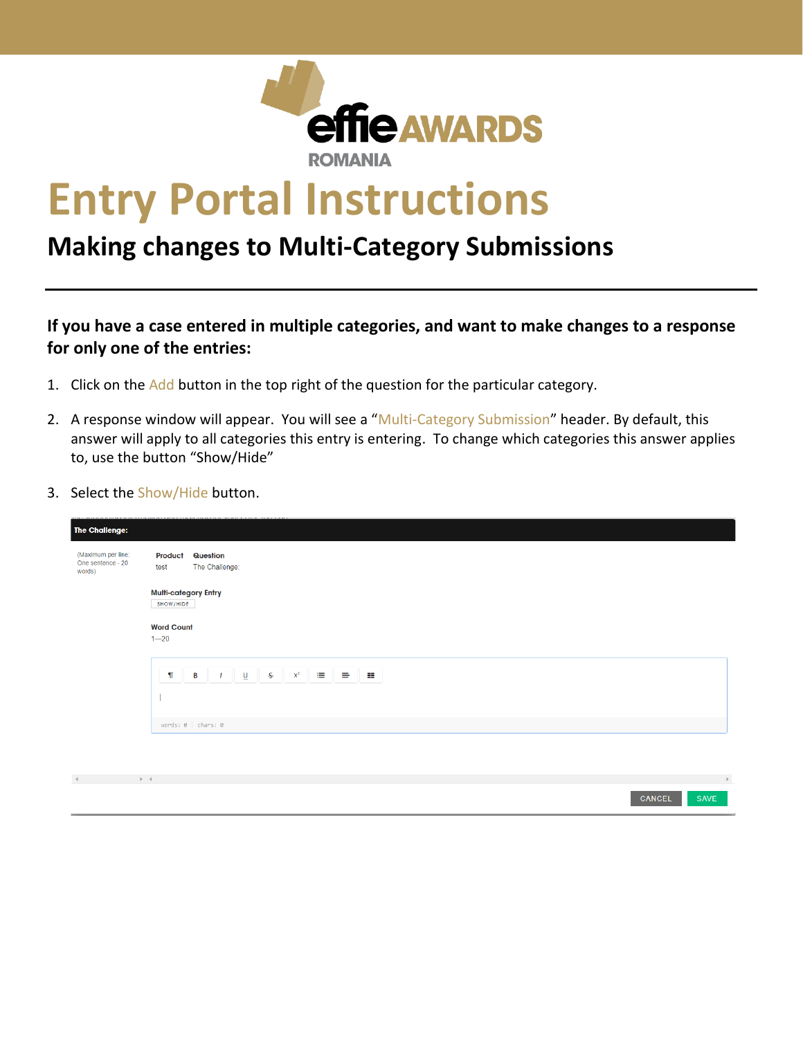# Entry Portal Instructions

## Making changes to Multi-Category Submissions

---

**If you have a case entered in multiple categories, and want to make changes to a response for only one of the entries:**

1. Click on the Add button in the top right of the question for the particular category.
2. A response window will appear. You will see a "Multi-Category Submission" header. By default, this answer will apply to all categories this entry is entering. To change which categories this answer applies to, use the button "Show/Hide"
3. Select the Show/Hide button.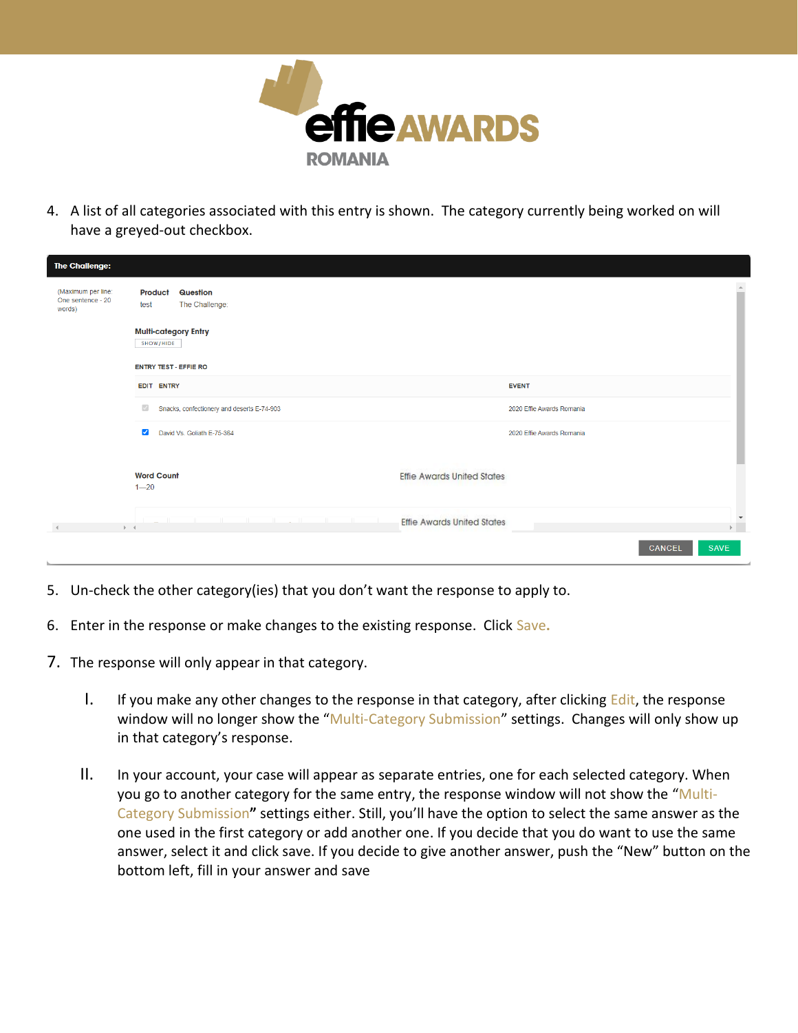4. A list of all categories associated with this entry is shown. The category currently being worked on will have a greyed-out checkbox.

5. Un-check the other category(ies) that you don't want the response to apply to.

6. Enter in the response or make changes to the existing response. Click Save.

7. The response will only appear in that category.

   I. If you make any other changes to the response in that category, after clicking Edit, the response window will no longer show the "Multi-Category Submission" settings. Changes will only show up in that category's response.

   II. In your account, your case will appear as separate entries, one for each selected category. When you go to another category for the same entry, the response window will not show the "Multi-Category Submission" settings either. Still, you'll have the option to select the same answer as the one used in the first category or add another one. If you decide that you do want to use the same answer, select it and click save. If you decide to give another answer, push the "New" button on the bottom left, fill in your answer and save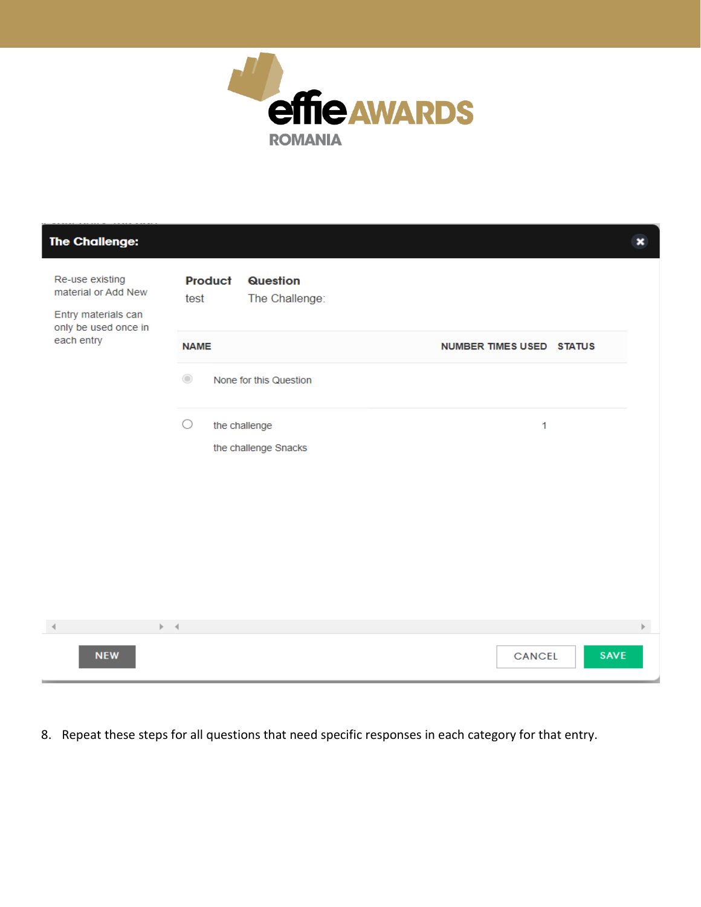8. Repeat these steps for all questions that need specific responses in each category for that entry.